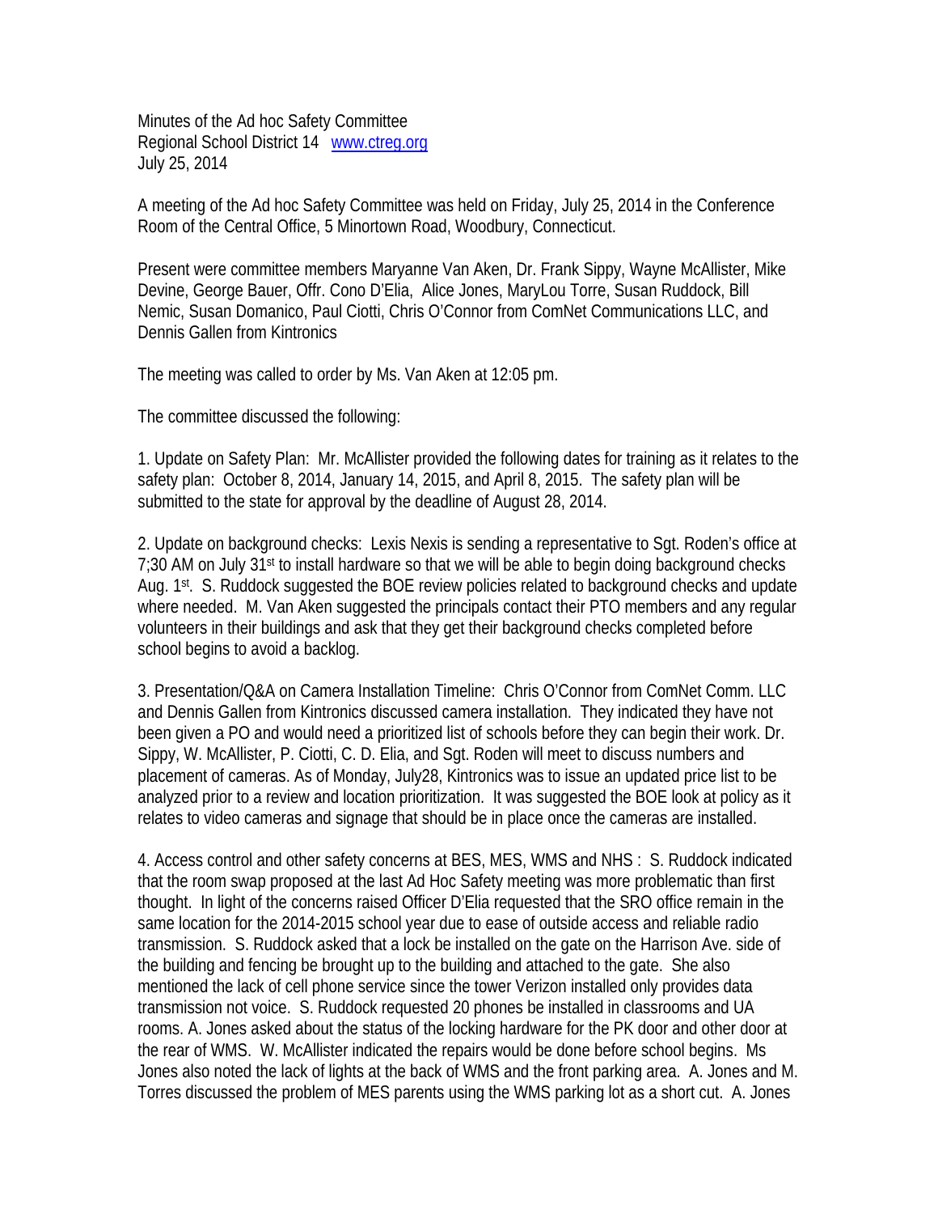Minutes of the Ad hoc Safety Committee
Regional School District 14 www.ctreg.org
July 25, 2014

A meeting of the Ad hoc Safety Committee was held on Friday, July 25, 2014 in the Conference Room of the Central Office, 5 Minortown Road, Woodbury, Connecticut.

Present were committee members Maryanne Van Aken, Dr. Frank Sippy, Wayne McAllister, Mike Devine, George Bauer, Offr. Cono D'Elia, Alice Jones, MaryLou Torre, Susan Ruddock, Bill Nemic, Susan Domanico, Paul Ciotti, Chris O'Connor from ComNet Communications LLC, and Dennis Gallen from Kintronics

The meeting was called to order by Ms. Van Aken at 12:05 pm.

The committee discussed the following:

1. Update on Safety Plan: Mr. McAllister provided the following dates for training as it relates to the safety plan: October 8, 2014, January 14, 2015, and April 8, 2015. The safety plan will be submitted to the state for approval by the deadline of August 28, 2014.

2. Update on background checks: Lexis Nexis is sending a representative to Sgt. Roden's office at 7;30 AM on July 31st to install hardware so that we will be able to begin doing background checks Aug. 1st. S. Ruddock suggested the BOE review policies related to background checks and update where needed. M. Van Aken suggested the principals contact their PTO members and any regular volunteers in their buildings and ask that they get their background checks completed before school begins to avoid a backlog.

3. Presentation/Q&A on Camera Installation Timeline: Chris O'Connor from ComNet Comm. LLC and Dennis Gallen from Kintronics discussed camera installation. They indicated they have not been given a PO and would need a prioritized list of schools before they can begin their work. Dr. Sippy, W. McAllister, P. Ciotti, C. D. Elia, and Sgt. Roden will meet to discuss numbers and placement of cameras. As of Monday, July28, Kintronics was to issue an updated price list to be analyzed prior to a review and location prioritization. It was suggested the BOE look at policy as it relates to video cameras and signage that should be in place once the cameras are installed.

4. Access control and other safety concerns at BES, MES, WMS and NHS : S. Ruddock indicated that the room swap proposed at the last Ad Hoc Safety meeting was more problematic than first thought. In light of the concerns raised Officer D'Elia requested that the SRO office remain in the same location for the 2014-2015 school year due to ease of outside access and reliable radio transmission. S. Ruddock asked that a lock be installed on the gate on the Harrison Ave. side of the building and fencing be brought up to the building and attached to the gate. She also mentioned the lack of cell phone service since the tower Verizon installed only provides data transmission not voice. S. Ruddock requested 20 phones be installed in classrooms and UA rooms. A. Jones asked about the status of the locking hardware for the PK door and other door at the rear of WMS. W. McAllister indicated the repairs would be done before school begins. Ms Jones also noted the lack of lights at the back of WMS and the front parking area. A. Jones and M. Torres discussed the problem of MES parents using the WMS parking lot as a short cut. A. Jones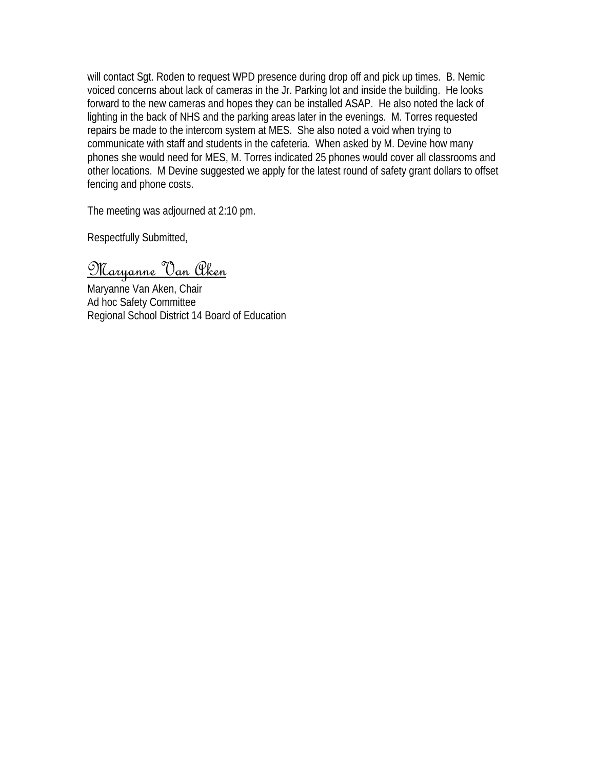will contact Sgt. Roden to request WPD presence during drop off and pick up times. B. Nemic voiced concerns about lack of cameras in the Jr. Parking lot and inside the building. He looks forward to the new cameras and hopes they can be installed ASAP. He also noted the lack of lighting in the back of NHS and the parking areas later in the evenings. M. Torres requested repairs be made to the intercom system at MES. She also noted a void when trying to communicate with staff and students in the cafeteria. When asked by M. Devine how many phones she would need for MES, M. Torres indicated 25 phones would cover all classrooms and other locations. M Devine suggested we apply for the latest round of safety grant dollars to offset fencing and phone costs.

The meeting was adjourned at 2:10 pm.

Respectfully Submitted,

Maryanne Van Aken

Maryanne Van Aken, Chair
Ad hoc Safety Committee
Regional School District 14 Board of Education